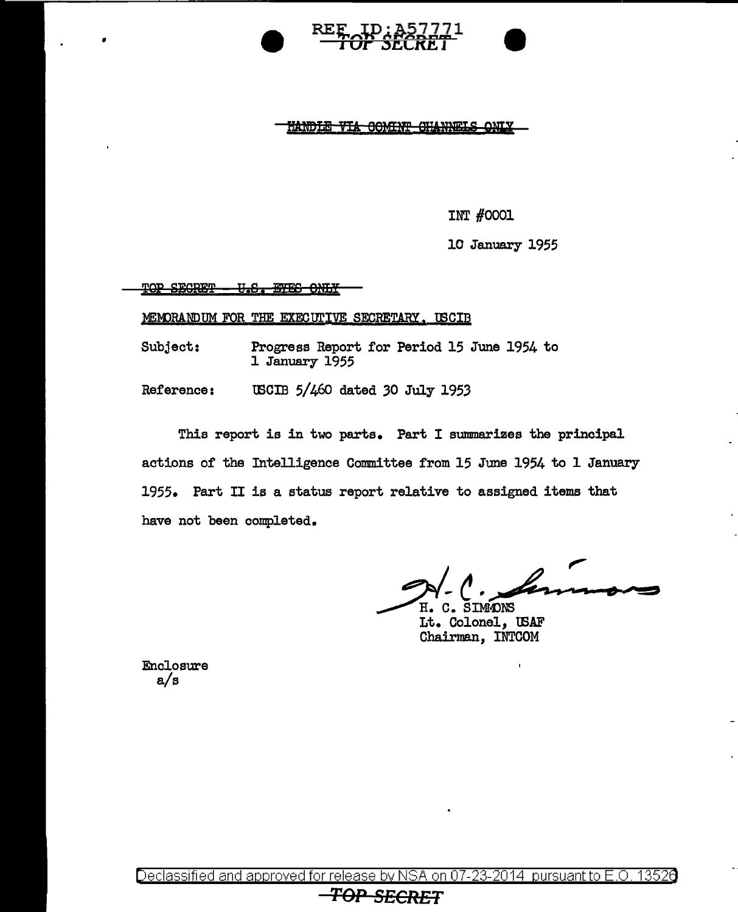REF ID:A57771

TOP SECRET

~~HANDLE VIA COMINT CHANNELS ONLY~~

INT #0001

10 January 1955

~~TOP SECRET - U.S. EYES ONLY~~

MEMORANDUM FOR THE EXECUTIVE SECRETARY, USCIB

Subject: Progress Report for Period 15 June 1954 to 1 January 1955

Reference: USCIB 5/460 dated 30 July 1953

This report is in two parts. Part I summarizes the principal actions of the Intelligence Committee from 15 June 1954 to 1 January 1955. Part II is a status report relative to assigned items that have not been completed.

H. C. SIMMONS
Lt. Colonel, USAF
Chairman, INTCOM

Enclosure
a/s

Declassified and approved for release by NSA on 07-23-2014 pursuant to E.O. 13526

~~TOP SECRET~~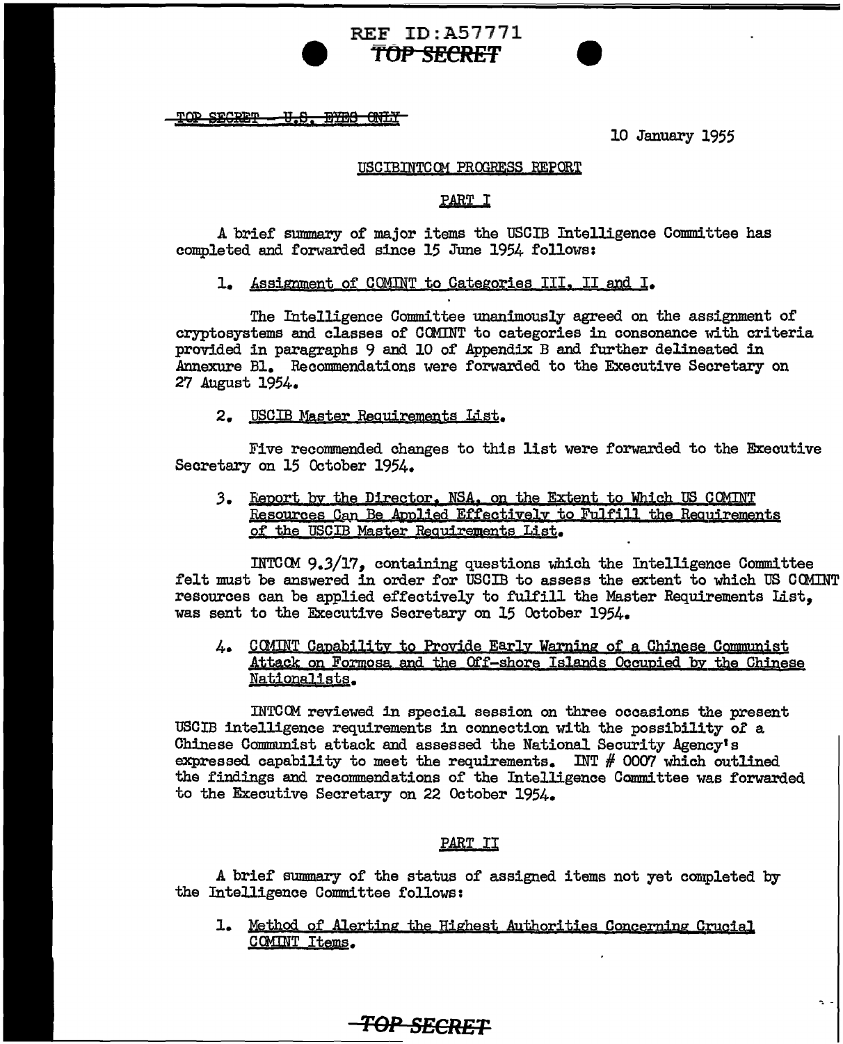~~TOP SECRET - U.S. EYES ONLY~~

10 January 1955

USCIBINTCOM PROGRESS REPORT

PART I

A brief summary of major items the USCIB Intelligence Committee has completed and forwarded since 15 June 1954 follows:

1. Assignment of COMINT to Categories III, II and I.

The Intelligence Committee unanimously agreed on the assignment of cryptosystems and classes of COMINT to categories in consonance with criteria provided in paragraphs 9 and 10 of Appendix B and further delineated in Annexure B1. Recommendations were forwarded to the Executive Secretary on 27 August 1954.

2. USCIB Master Requirements List.

Five recommended changes to this list were forwarded to the Executive Secretary on 15 October 1954.

3. Report by the Director, NSA, on the Extent to Which US COMINT Resources Can Be Applied Effectively to Fulfill the Requirements of the USCIB Master Requirements List.

INTCOM 9.3/17, containing questions which the Intelligence Committee felt must be answered in order for USCIB to assess the extent to which US COMINT resources can be applied effectively to fulfill the Master Requirements List, was sent to the Executive Secretary on 15 October 1954.

4. COMINT Capability to Provide Early Warning of a Chinese Communist Attack on Formosa and the Off-shore Islands Occupied by the Chinese Nationalists.

INTCOM reviewed in special session on three occasions the present USCIB intelligence requirements in connection with the possibility of a Chinese Communist attack and assessed the National Security Agency's expressed capability to meet the requirements. INT # 0007 which outlined the findings and recommendations of the Intelligence Committee was forwarded to the Executive Secretary on 22 October 1954.

PART II

A brief summary of the status of assigned items not yet completed by the Intelligence Committee follows:

1. Method of Alerting the Highest Authorities Concerning Crucial COMINT Items.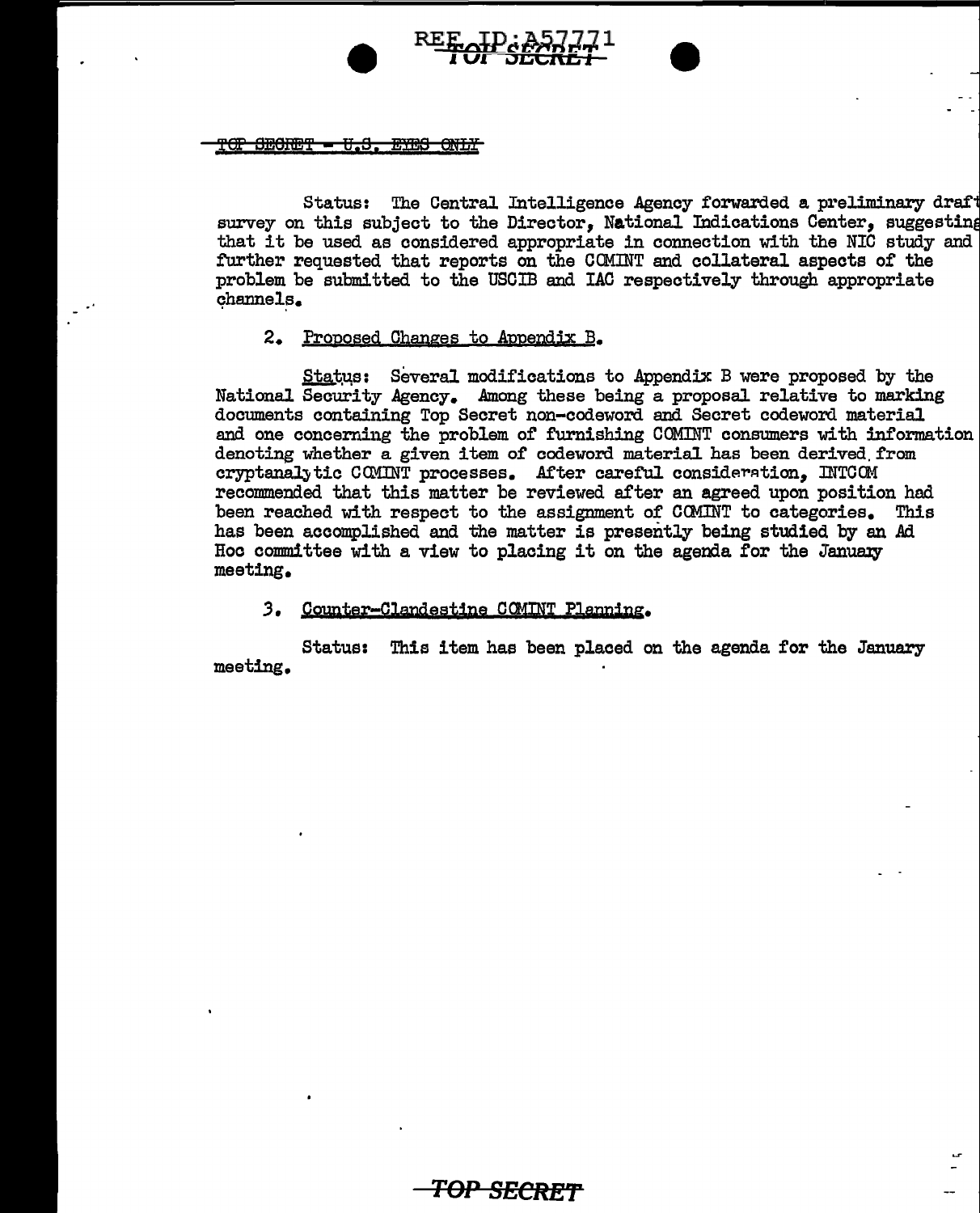~~TOP SECRET - U.S. EYES ONLY~~

Status: The Central Intelligence Agency forwarded a preliminary draft survey on this subject to the Director, National Indications Center, suggesting that it be used as considered appropriate in connection with the NIC study and further requested that reports on the COMINT and collateral aspects of the problem be submitted to the USCIB and IAC respectively through appropriate channels.

2. Proposed Changes to Appendix B.

Status: Several modifications to Appendix B were proposed by the National Security Agency. Among these being a proposal relative to marking documents containing Top Secret non-codeword and Secret codeword material and one concerning the problem of furnishing COMINT consumers with information denoting whether a given item of codeword material has been derived from cryptanalytic COMINT processes. After careful consideration, INTCOM recommended that this matter be reviewed after an agreed upon position had been reached with respect to the assignment of COMINT to categories. This has been accomplished and the matter is presently being studied by an Ad Hoc committee with a view to placing it on the agenda for the January meeting.

3. Counter-Clandestine COMINT Planning.

Status: This item has been placed on the agenda for the January meeting.